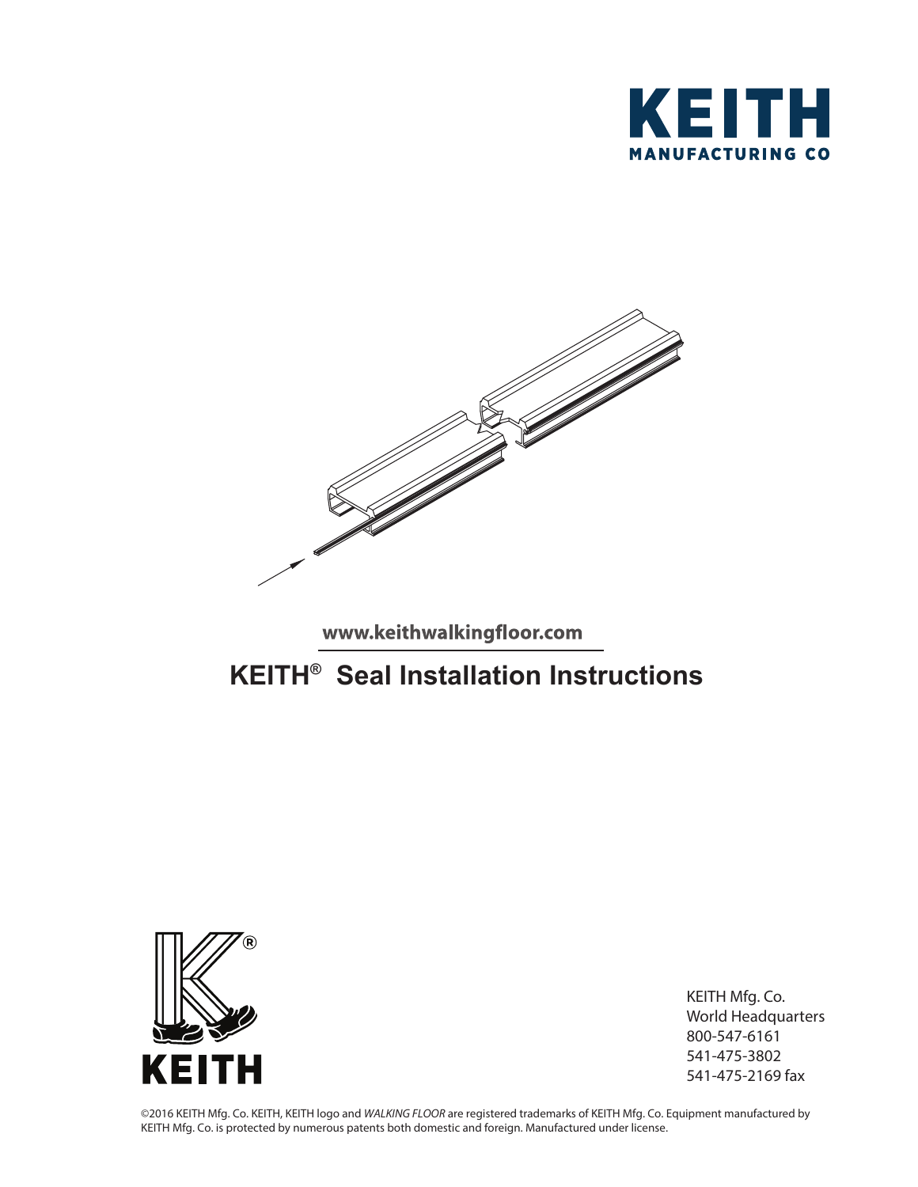KEITH

MANUFACTURING CO

www.keithwalkingfloor.com

# KEITH® Seal Installation Instructions

KEITH

KEITH Mfg. Co.
World Headquarters
800-547-6161
541-475-3802
541-475-2169 fax

©2016 KEITH Mfg. Co. KEITH, KEITH logo and *WALKING FLOOR* are registered trademarks of KEITH Mfg. Co. Equipment manufactured by KEITH Mfg. Co. is protected by numerous patents both domestic and foreign. Manufactured under license.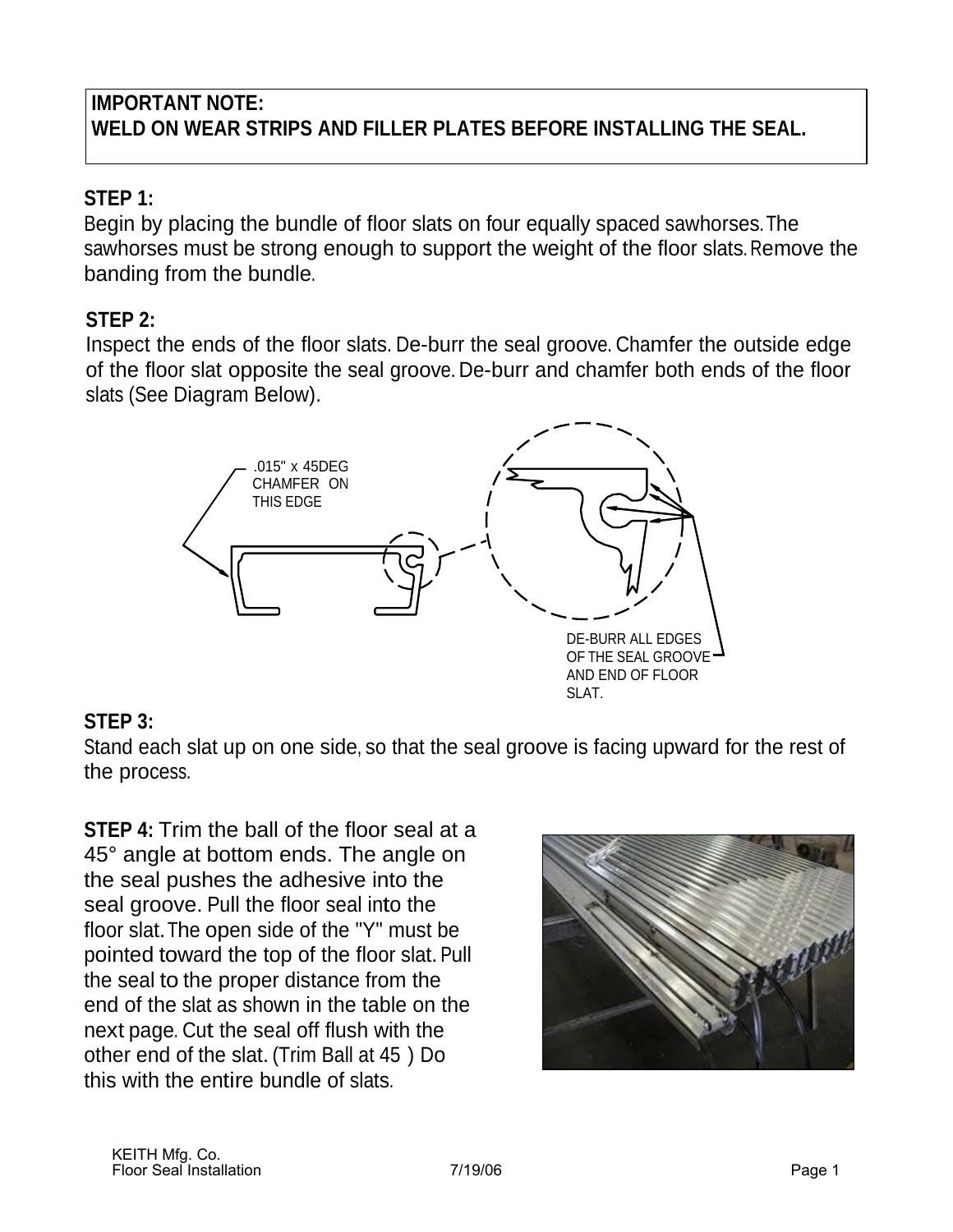**IMPORTANT NOTE:**
**WELD ON WEAR STRIPS AND FILLER PLATES BEFORE INSTALLING THE SEAL.**

**STEP 1:**
Begin by placing the bundle of floor slats on four equally spaced sawhorses. The sawhorses must be strong enough to support the weight of the floor slats. Remove the banding from the bundle.

**STEP 2:**
Inspect the ends of the floor slats. De-burr the seal groove. Chamfer the outside edge of the floor slat opposite the seal groove. De-burr and chamfer both ends of the floor slats (See Diagram Below).

.015" x 45DEG CHAMFER ON THIS EDGE

DE-BURR ALL EDGES OF THE SEAL GROOVE AND END OF FLOOR SLAT.

**STEP 3:**
Stand each slat up on one side, so that the seal groove is facing upward for the rest of the process.

**STEP 4:** Trim the ball of the floor seal at a 45° angle at bottom ends. The angle on the seal pushes the adhesive into the seal groove. Pull the floor seal into the floor slat. The open side of the "Y" must be pointed toward the top of the floor slat. Pull the seal to the proper distance from the end of the slat as shown in the table on the next page. Cut the seal off flush with the other end of the slat. (Trim Ball at 45 ) Do this with the entire bundle of slats.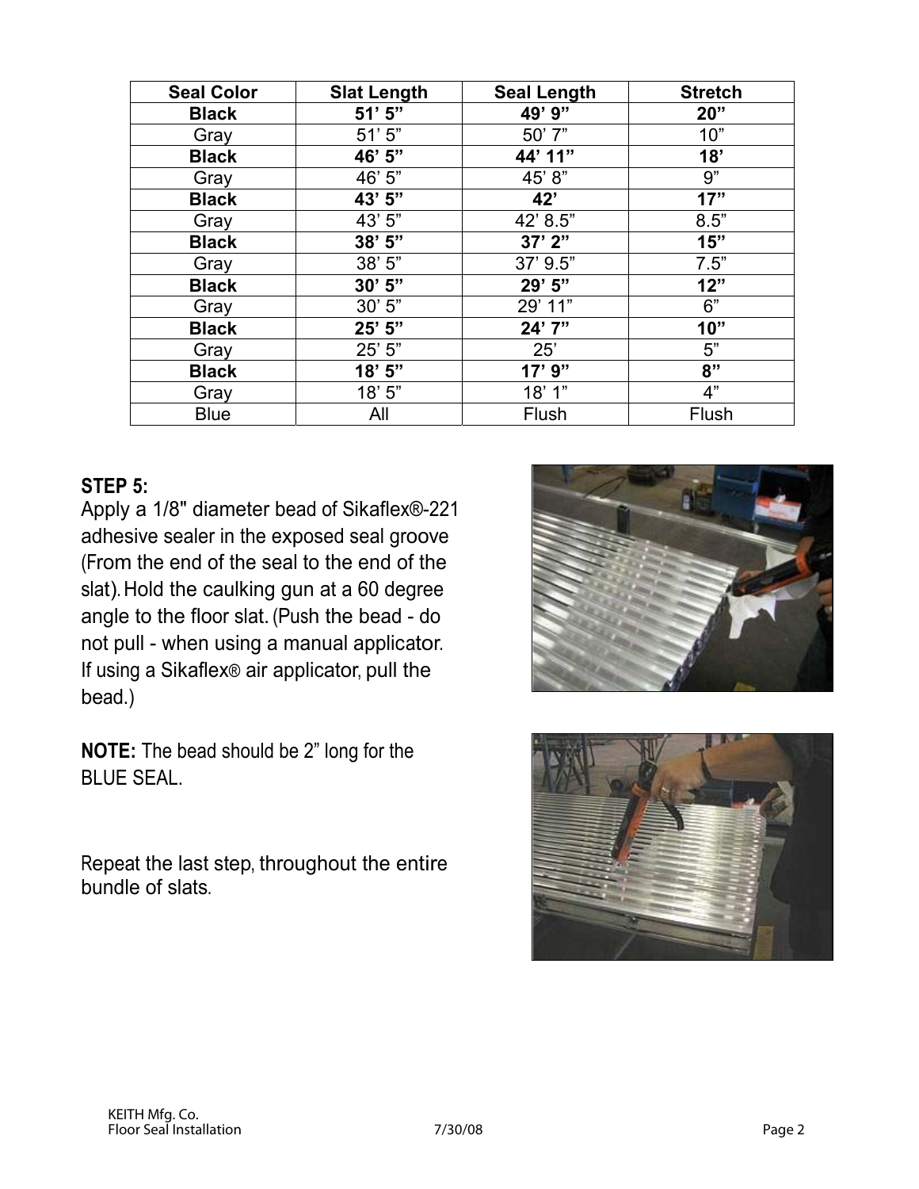| Seal Color | Slat Length | Seal Length | Stretch |
| --- | --- | --- | --- |
| **Black** | **51' 5"** | **49' 9"** | **20"** |
| Gray | 51' 5" | 50' 7" | 10" |
| **Black** | **46' 5"** | **44' 11"** | **18'** |
| Gray | 46' 5" | 45' 8" | 9" |
| **Black** | **43' 5"** | **42'** | **17"** |
| Gray | 43' 5" | 42' 8.5" | 8.5" |
| **Black** | **38' 5"** | **37' 2"** | **15"** |
| Gray | 38' 5" | 37' 9.5" | 7.5" |
| **Black** | **30' 5"** | **29' 5"** | **12"** |
| Gray | 30' 5" | 29' 11" | 6" |
| **Black** | **25' 5"** | **24' 7"** | **10"** |
| Gray | 25' 5" | 25' | 5" |
| **Black** | **18' 5"** | **17' 9"** | **8"** |
| Gray | 18' 5" | 18' 1" | 4" |
| Blue | All | Flush | Flush |

**STEP 5:**
Apply a 1/8" diameter bead of Sikaflex®-221 adhesive sealer in the exposed seal groove (From the end of the seal to the end of the slat). Hold the caulking gun at a 60 degree angle to the floor slat. (Push the bead - do not pull - when using a manual applicator. If using a Sikaflex® air applicator, pull the bead.)

**NOTE:** The bead should be 2" long for the BLUE SEAL.

Repeat the last step, throughout the entire bundle of slats.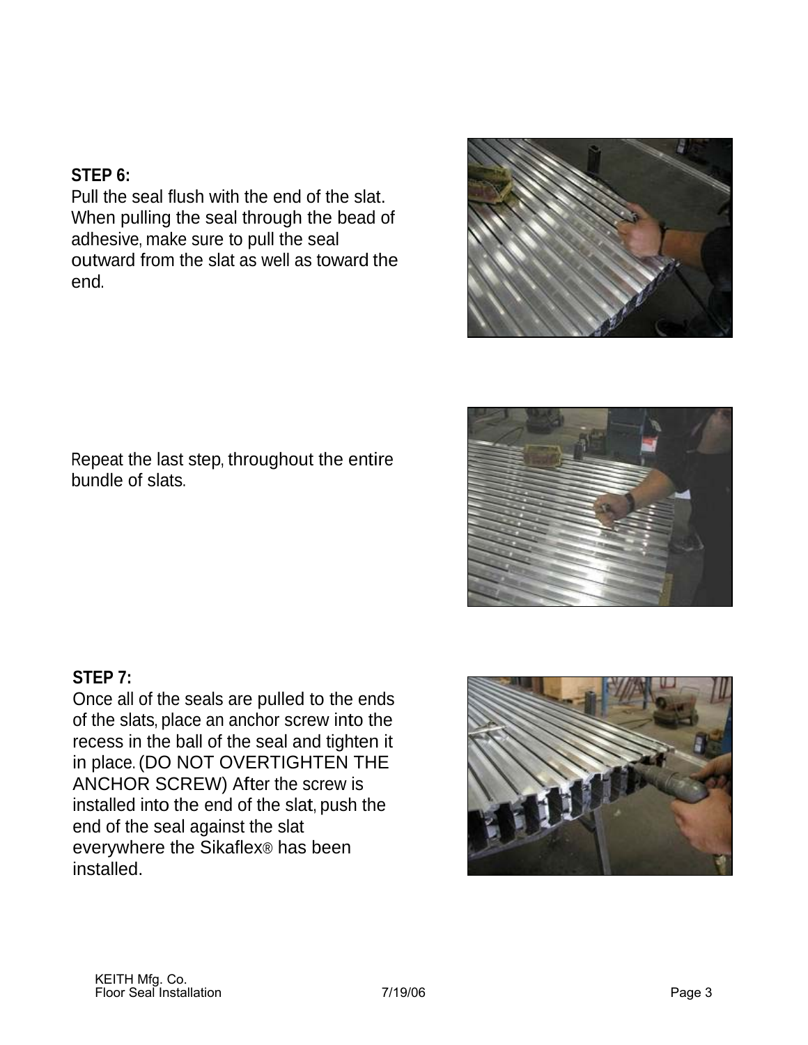**STEP 6:**
Pull the seal flush with the end of the slat. When pulling the seal through the bead of adhesive, make sure to pull the seal outward from the slat as well as toward the end.

Repeat the last step, throughout the entire bundle of slats.

**STEP 7:**
Once all of the seals are pulled to the ends of the slats, place an anchor screw into the recess in the ball of the seal and tighten it in place. (DO NOT OVERTIGHTEN THE ANCHOR SCREW) After the screw is installed into the end of the slat, push the end of the seal against the slat everywhere the Sikaflex® has been installed.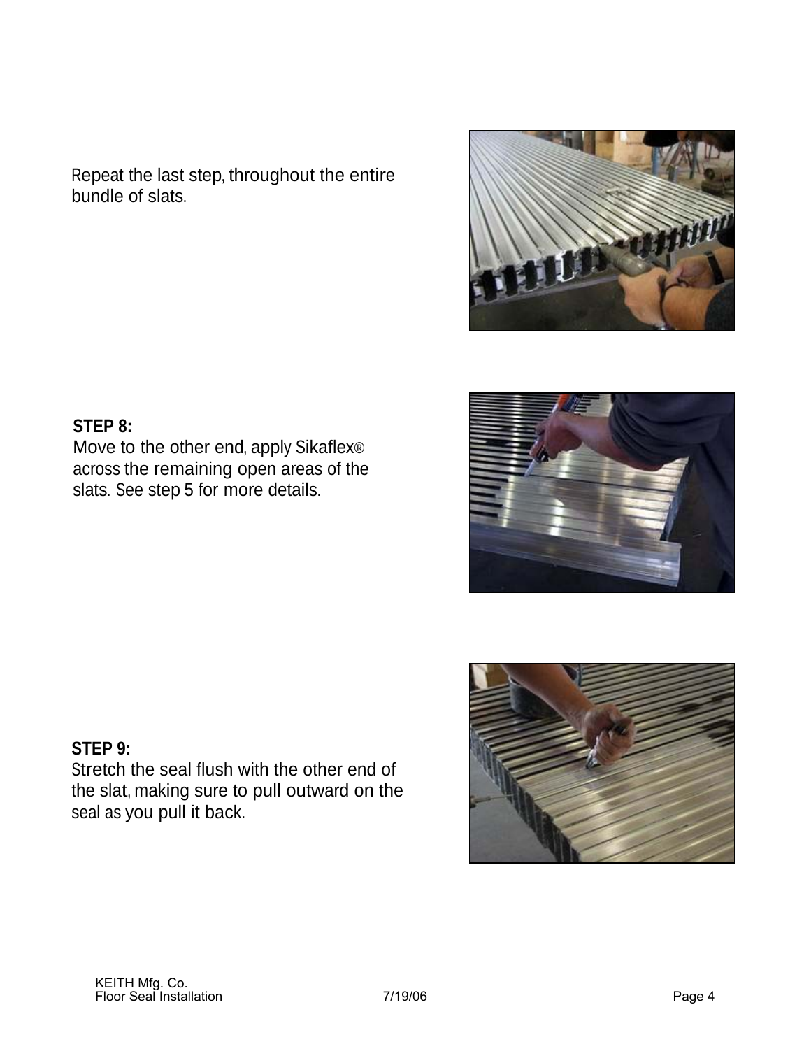Repeat the last step, throughout the entire bundle of slats.

**STEP 8:**
Move to the other end, apply Sikaflex® across the remaining open areas of the slats. See step 5 for more details.

**STEP 9:**
Stretch the seal flush with the other end of the slat, making sure to pull outward on the seal as you pull it back.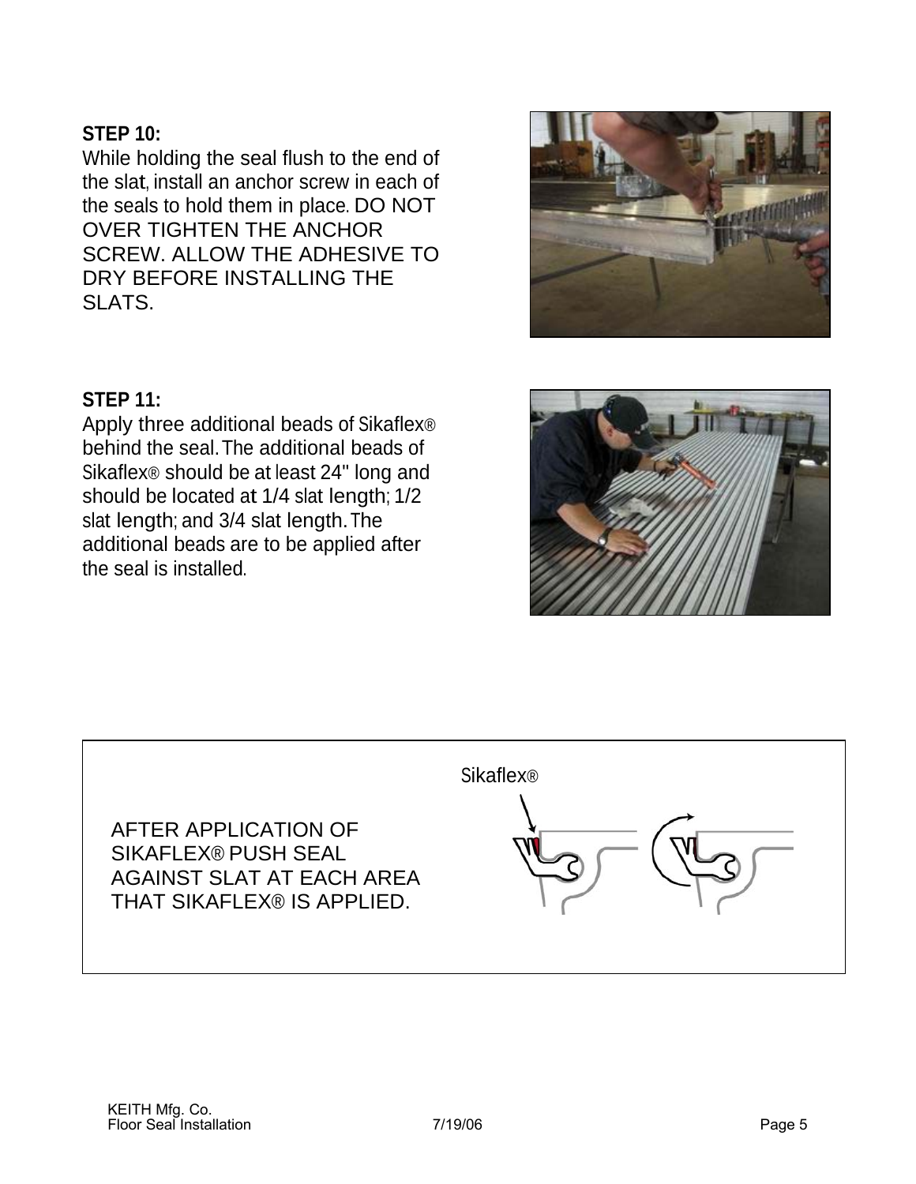**STEP 10:**
While holding the seal flush to the end of the slat, install an anchor screw in each of the seals to hold them in place. DO NOT OVER TIGHTEN THE ANCHOR SCREW. ALLOW THE ADHESIVE TO DRY BEFORE INSTALLING THE SLATS.

**STEP 11:**
Apply three additional beads of Sikaflex® behind the seal. The additional beads of Sikaflex® should be at least 24" long and should be located at 1/4 slat length; 1/2 slat length; and 3/4 slat length. The additional beads are to be applied after the seal is installed.

AFTER APPLICATION OF SIKAFLEX® PUSH SEAL AGAINST SLAT AT EACH AREA THAT SIKAFLEX® IS APPLIED.

Sikaflex®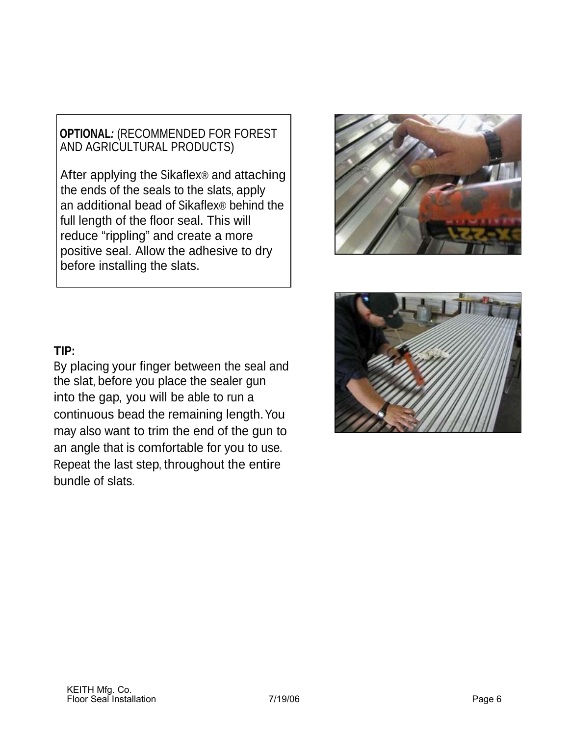**OPTIONAL:** (RECOMMENDED FOR FOREST AND AGRICULTURAL PRODUCTS)

After applying the Sikaflex® and attaching the ends of the seals to the slats, apply an additional bead of Sikaflex® behind the full length of the floor seal. This will reduce “rippling” and create a more positive seal. Allow the adhesive to dry before installing the slats.

**TIP:**
By placing your finger between the seal and the slat, before you place the sealer gun into the gap, you will be able to run a continuous bead the remaining length. You may also want to trim the end of the gun to an angle that is comfortable for you to use. Repeat the last step, throughout the entire bundle of slats.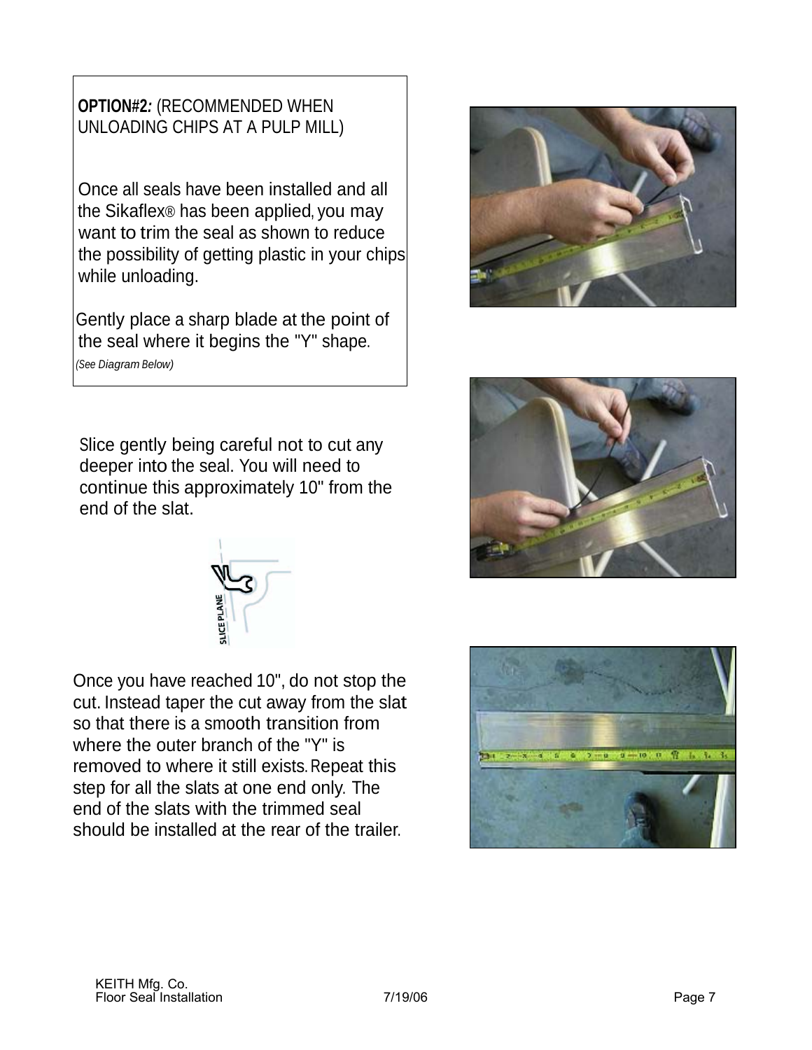**OPTION#2:** (RECOMMENDED WHEN UNLOADING CHIPS AT A PULP MILL)

Once all seals have been installed and all the Sikaflex® has been applied, you may want to trim the seal as shown to reduce the possibility of getting plastic in your chips while unloading.

Gently place a sharp blade at the point of the seal where it begins the "Y" shape.

*(See Diagram Below)*

Slice gently being careful not to cut any deeper into the seal. You will need to continue this approximately 10" from the end of the slat.

SLICE PLANE

Once you have reached 10", do not stop the cut. Instead taper the cut away from the slat so that there is a smooth transition from where the outer branch of the "Y" is removed to where it still exists. Repeat this step for all the slats at one end only. The end of the slats with the trimmed seal should be installed at the rear of the trailer.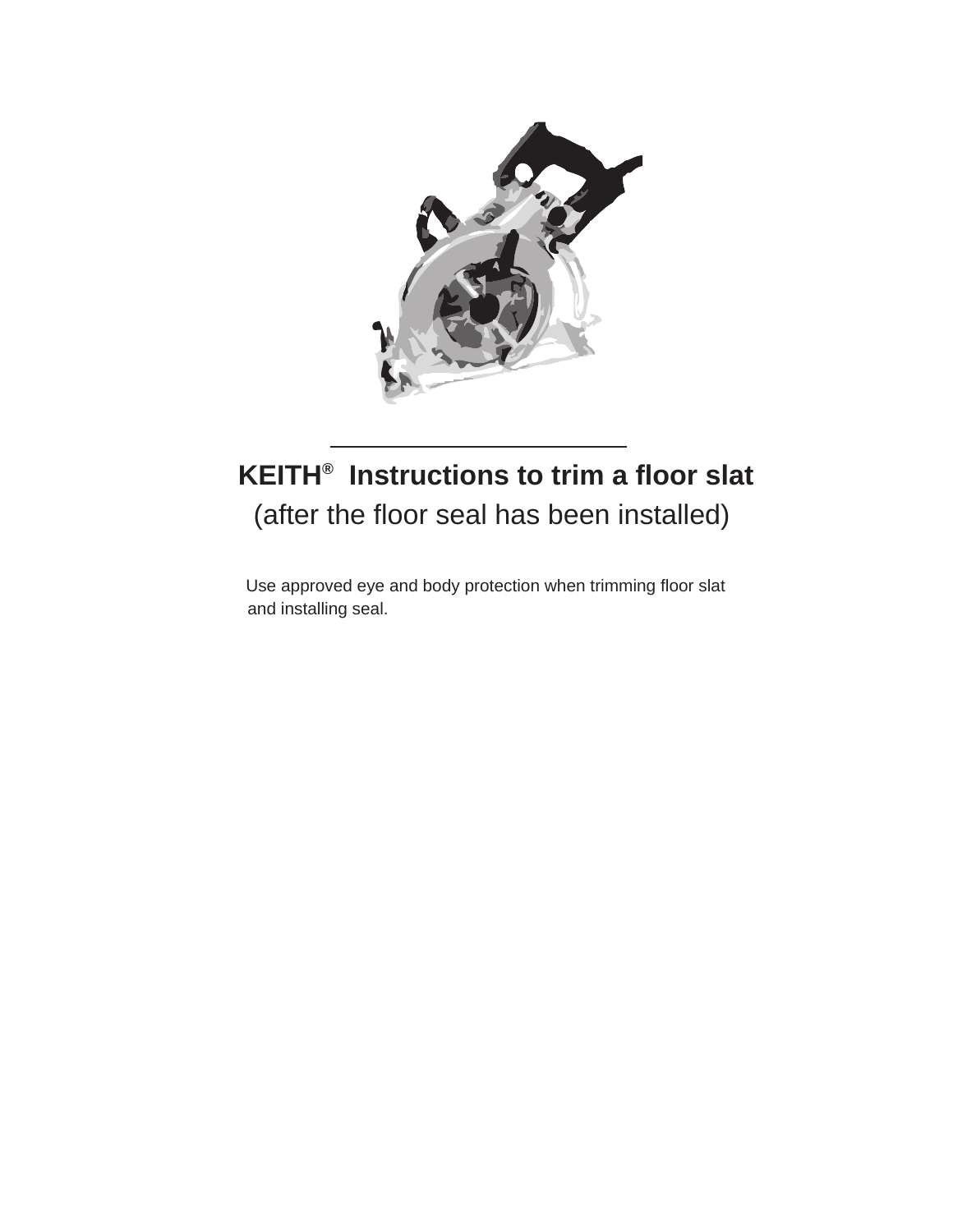# KEITH® Instructions to trim a floor slat

## (after the floor seal has been installed)

Use approved eye and body protection when trimming floor slat and installing seal.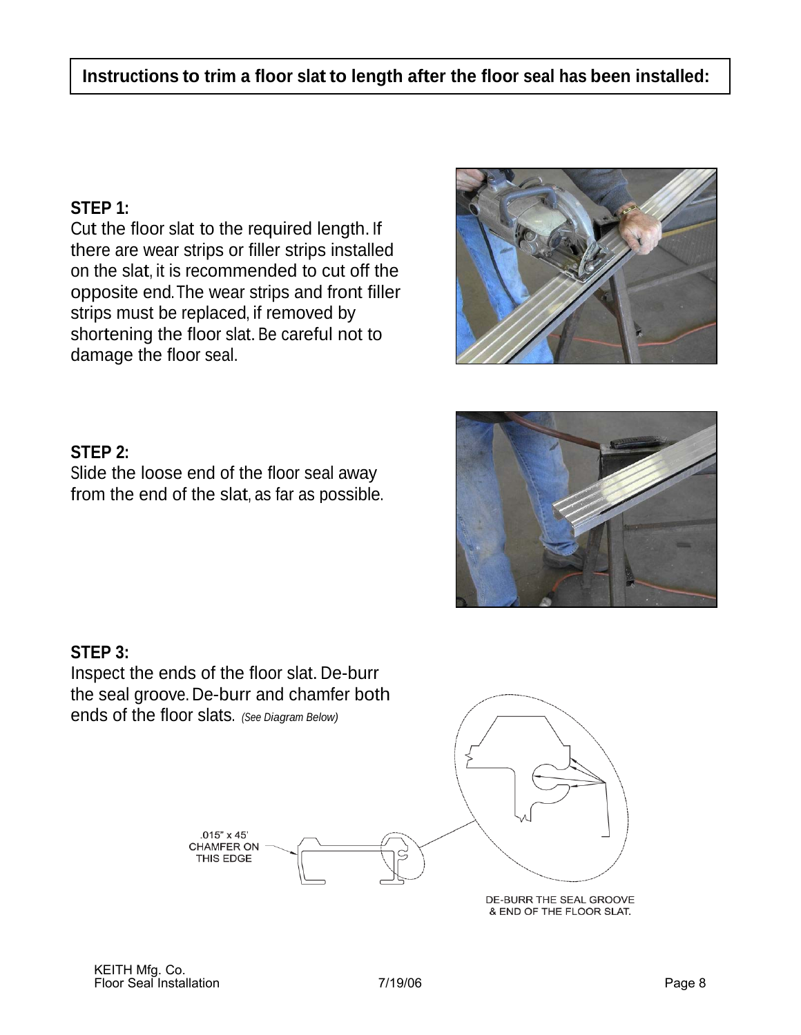**Instructions to trim a floor slat to length after the floor seal has been installed:**

**STEP 1:**
Cut the floor slat to the required length. If there are wear strips or filler strips installed on the slat, it is recommended to cut off the opposite end. The wear strips and front filler strips must be replaced, if removed by shortening the floor slat. Be careful not to damage the floor seal.

**STEP 2:**
Slide the loose end of the floor seal away from the end of the slat, as far as possible.

**STEP 3:**
Inspect the ends of the floor slat. De-burr the seal groove. De-burr and chamfer both ends of the floor slats. *(See Diagram Below)*

.015" x 45' CHAMFER ON THIS EDGE

DE-BURR THE SEAL GROOVE & END OF THE FLOOR SLAT.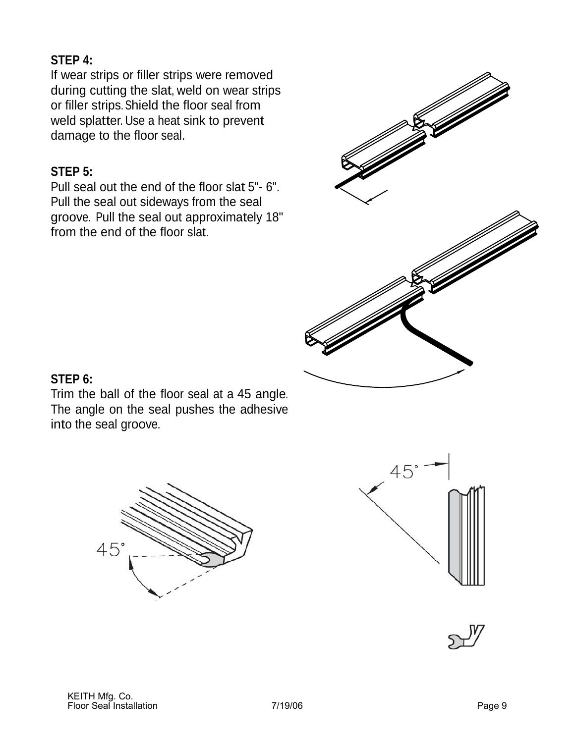**STEP 4:**
If wear strips or filler strips were removed during cutting the slat, weld on wear strips or filler strips. Shield the floor seal from weld splatter. Use a heat sink to prevent damage to the floor seal.

**STEP 5:**
Pull seal out the end of the floor slat 5"- 6". Pull the seal out sideways from the seal groove. Pull the seal out approximately 18" from the end of the floor slat.

**STEP 6:**
Trim the ball of the floor seal at a 45 angle. The angle on the seal pushes the adhesive into the seal groove.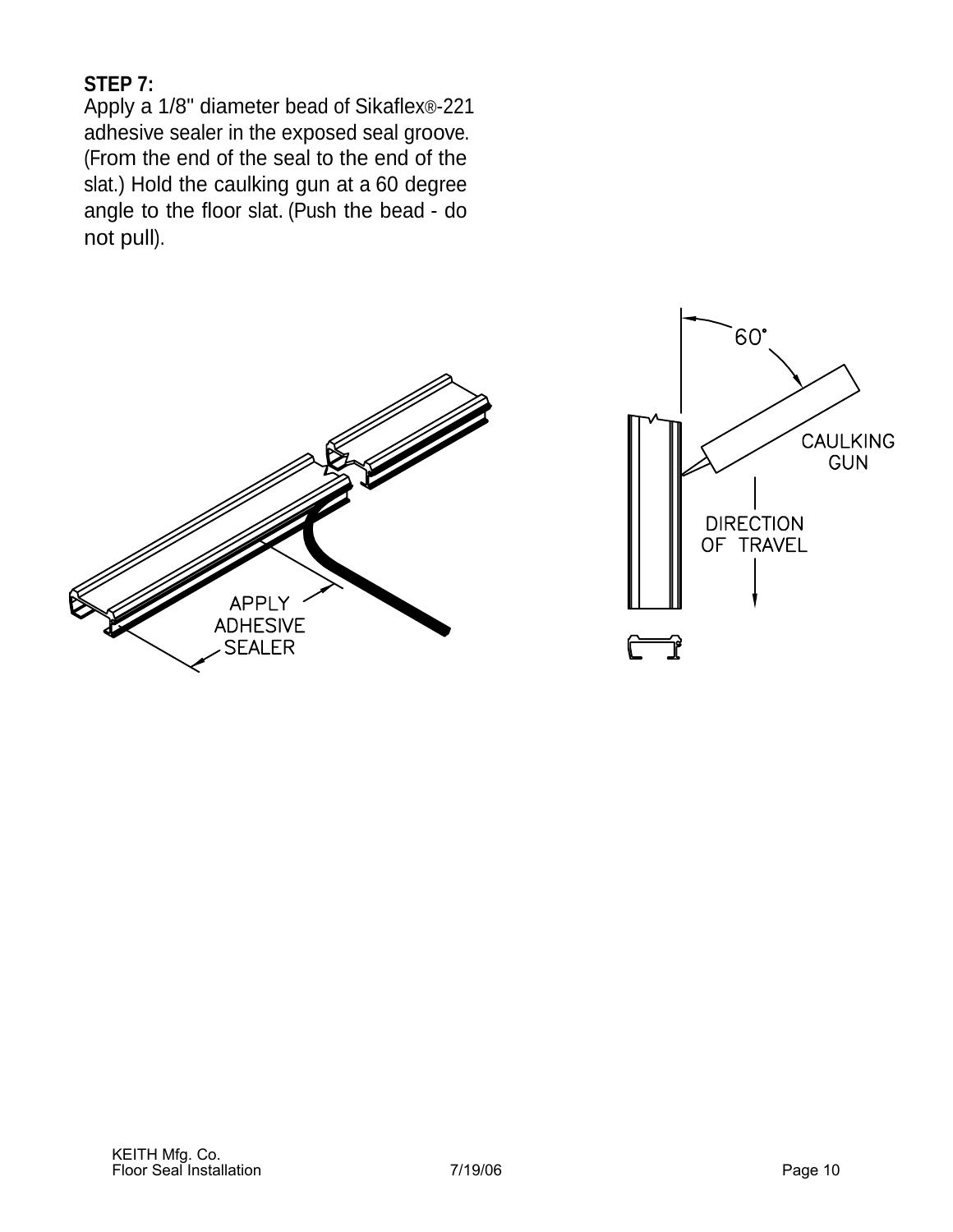**STEP 7:**
Apply a 1/8" diameter bead of Sikaflex®-221 adhesive sealer in the exposed seal groove. (From the end of the seal to the end of the slat.) Hold the caulking gun at a 60 degree angle to the floor slat. (Push the bead - do not pull).

APPLY ADHESIVE SEALER

60°

CAULKING GUN

DIRECTION OF TRAVEL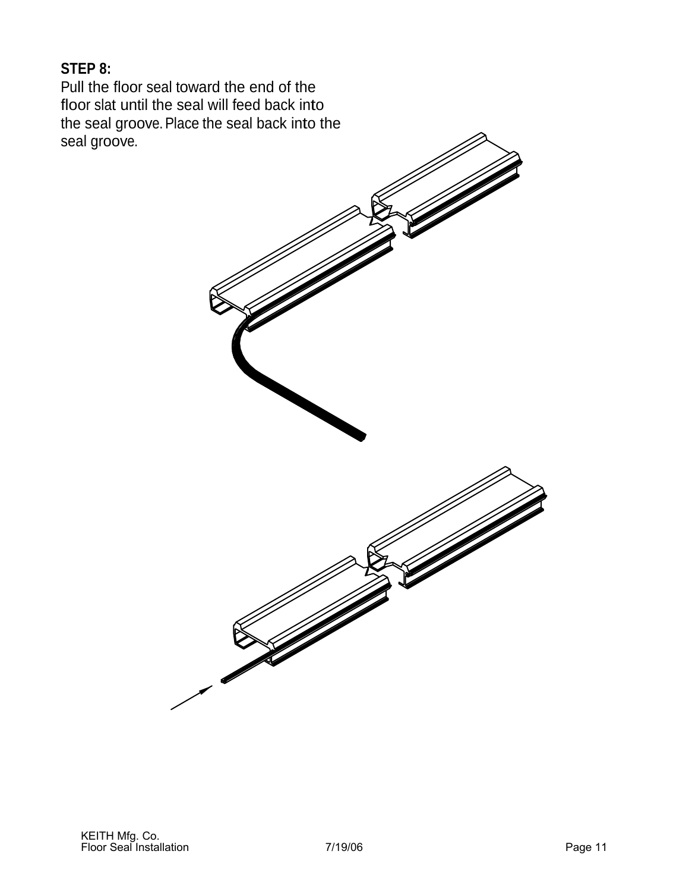**STEP 8:**

Pull the floor seal toward the end of the floor slat until the seal will feed back into the seal groove. Place the seal back into the seal groove.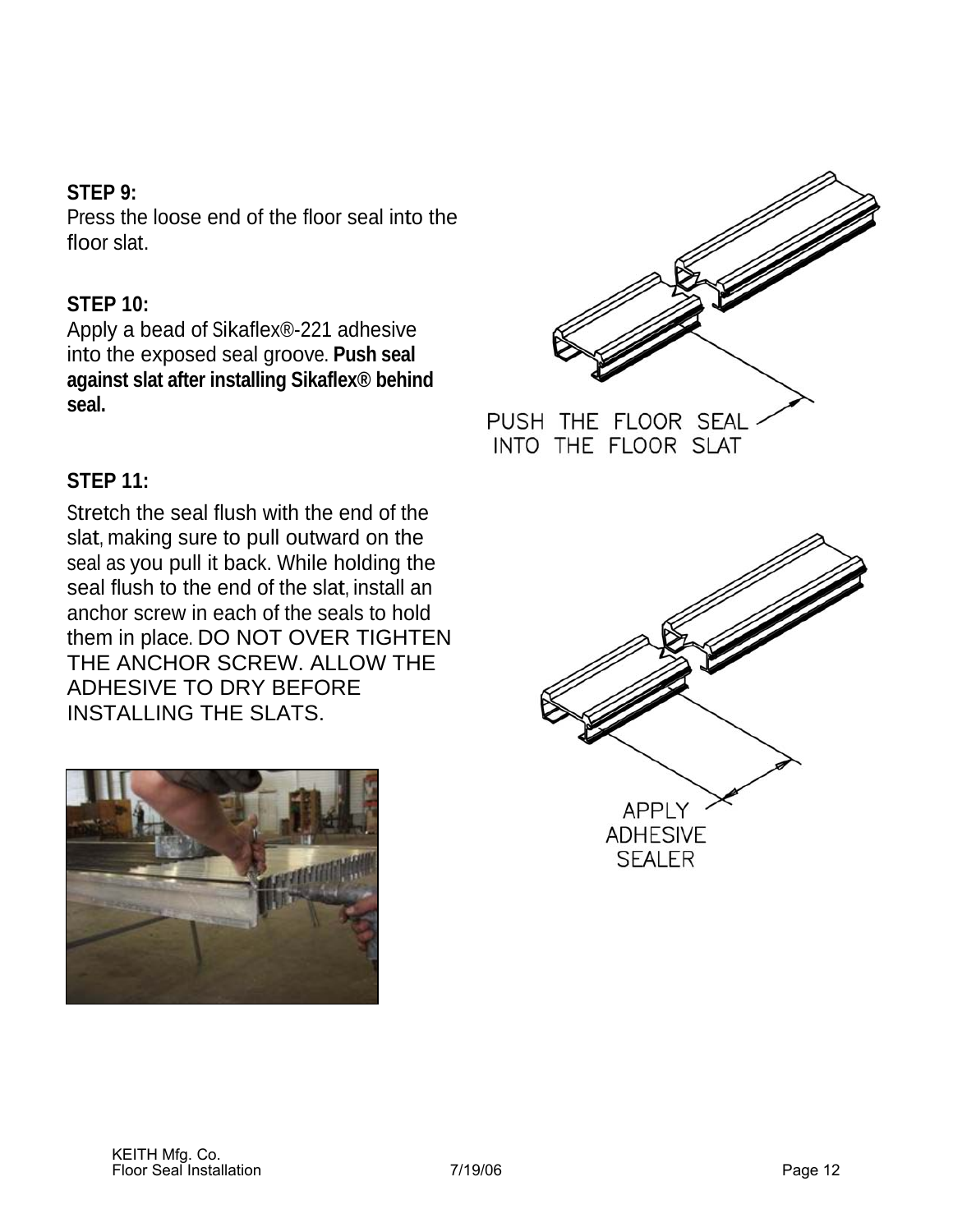**STEP 9:**
Press the loose end of the floor seal into the floor slat.

**STEP 10:**
Apply a bead of Sikaflex®-221 adhesive into the exposed seal groove. **Push seal against slat after installing Sikaflex® behind seal.**

PUSH THE FLOOR SEAL INTO THE FLOOR SLAT

**STEP 11:**
Stretch the seal flush with the end of the slat, making sure to pull outward on the seal as you pull it back. While holding the seal flush to the end of the slat, install an anchor screw in each of the seals to hold them in place. DO NOT OVER TIGHTEN THE ANCHOR SCREW. ALLOW THE ADHESIVE TO DRY BEFORE INSTALLING THE SLATS.

APPLY ADHESIVE SEALER